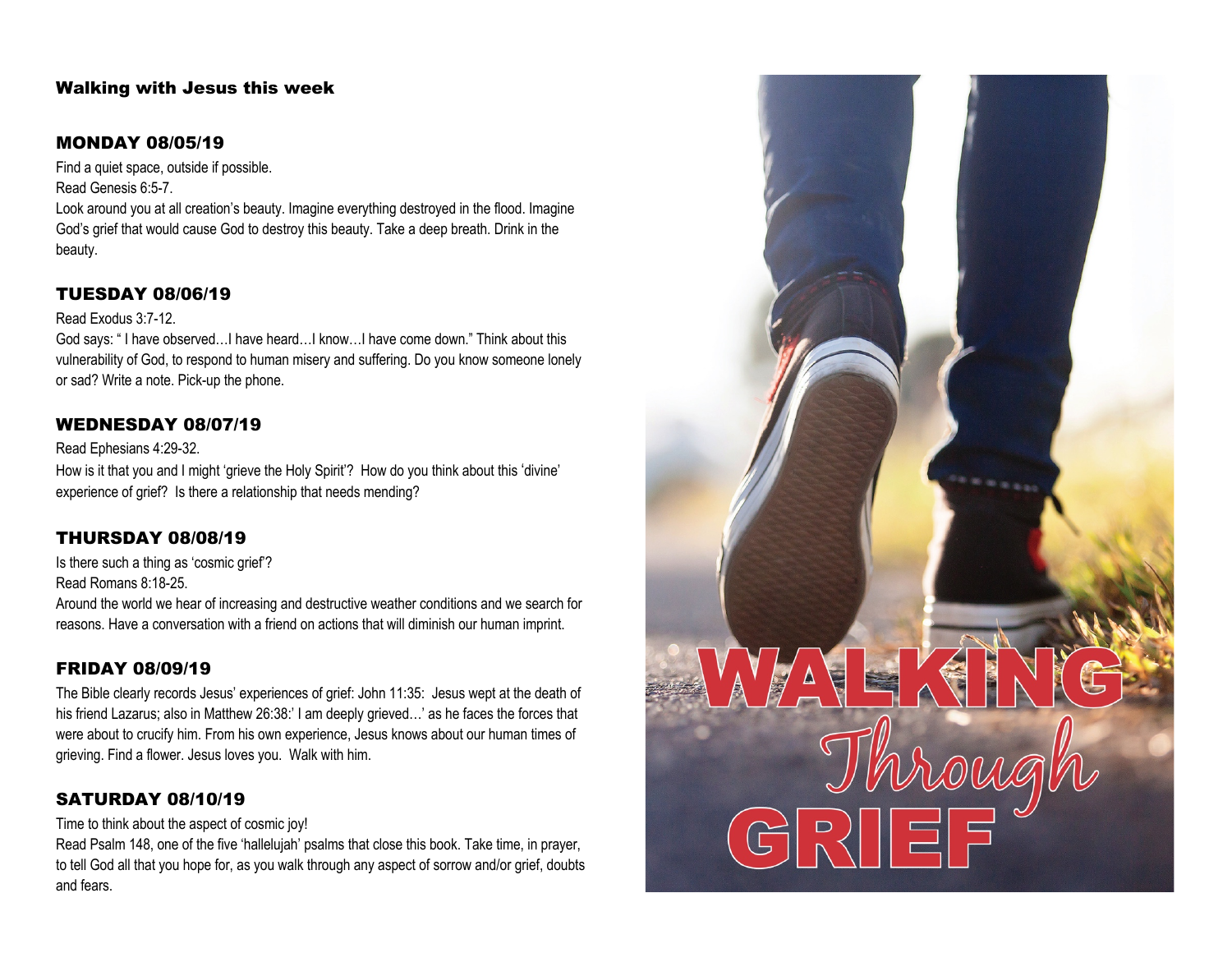## Walking with Jesus this week

### MONDAY 08/05/19

Find a quiet space, outside if possible.
Read Genesis 6:5-7.
Look around you at all creation's beauty. Imagine everything destroyed in the flood. Imagine God's grief that would cause God to destroy this beauty. Take a deep breath. Drink in the beauty.

### TUESDAY 08/06/19

Read Exodus 3:7-12.
God says: " I have observed…I have heard…I know…I have come down." Think about this vulnerability of God, to respond to human misery and suffering. Do you know someone lonely or sad? Write a note. Pick-up the phone.

### WEDNESDAY 08/07/19

Read Ephesians 4:29-32.
How is it that you and I might 'grieve the Holy Spirit'? How do you think about this 'divine' experience of grief? Is there a relationship that needs mending?

### THURSDAY 08/08/19

Is there such a thing as 'cosmic grief'?
Read Romans 8:18-25.
Around the world we hear of increasing and destructive weather conditions and we search for reasons. Have a conversation with a friend on actions that will diminish our human imprint.

### FRIDAY 08/09/19

The Bible clearly records Jesus' experiences of grief: John 11:35: Jesus wept at the death of his friend Lazarus; also in Matthew 26:38:' I am deeply grieved…' as he faces the forces that were about to crucify him. From his own experience, Jesus knows about our human times of grieving. Find a flower. Jesus loves you. Walk with him.

### SATURDAY 08/10/19

Time to think about the aspect of cosmic joy!
Read Psalm 148, one of the five 'hallelujah' psalms that close this book. Take time, in prayer, to tell God all that you hope for, as you walk through any aspect of sorrow and/or grief, doubts and fears.

# WALKING *Through* GRIEF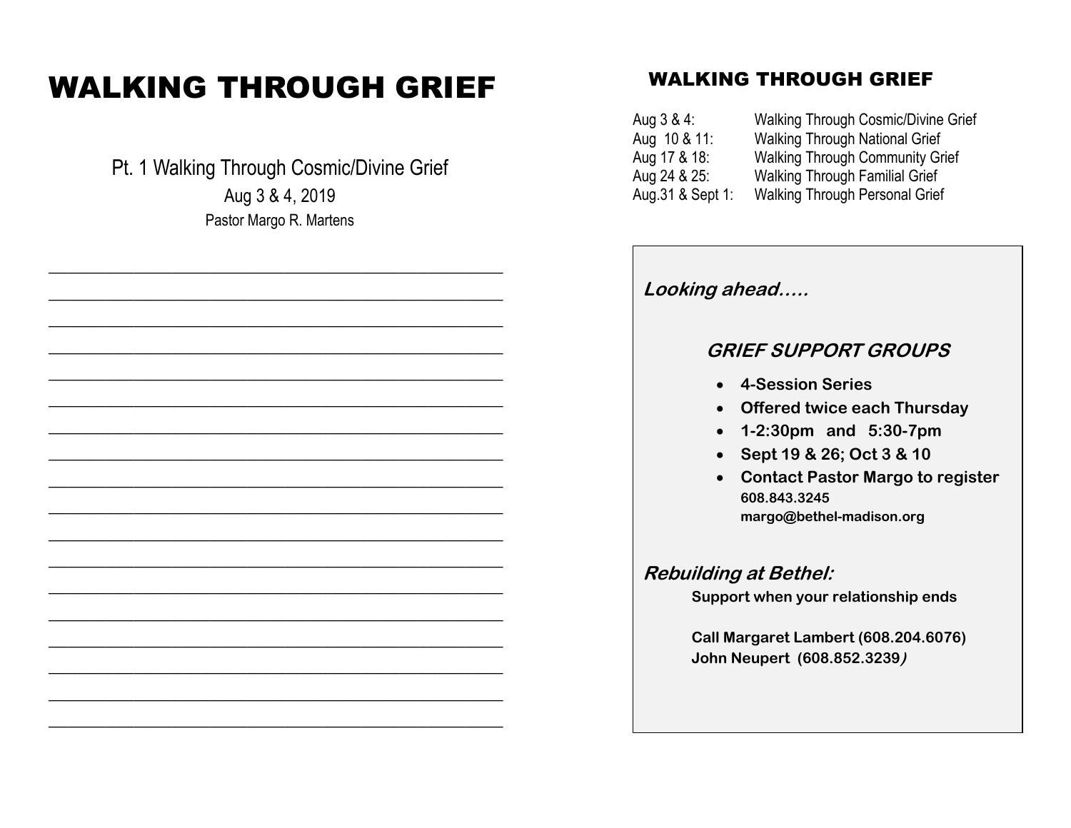# WALKING THROUGH GRIEF

Pt. 1 Walking Through Cosmic/Divine Grief

Aug 3 & 4, 2019

Pastor Margo R. Martens

______________________________________________________

______________________________________________________

______________________________________________________

______________________________________________________

______________________________________________________

______________________________________________________

______________________________________________________

______________________________________________________

______________________________________________________

______________________________________________________

______________________________________________________

______________________________________________________

______________________________________________________

______________________________________________________

______________________________________________________

______________________________________________________

______________________________________________________

______________________________________________________

## WALKING THROUGH GRIEF

| | |
|---|---|
| Aug 3 & 4: | Walking Through Cosmic/Divine Grief |
| Aug 10 & 11: | Walking Through National Grief |
| Aug 17 & 18: | Walking Through Community Grief |
| Aug 24 & 25: | Walking Through Familial Grief |
| Aug.31 & Sept 1: | Walking Through Personal Grief |

***Looking ahead…..***

***GRIEF SUPPORT GROUPS***

- **4-Session Series**
- **Offered twice each Thursday**
- **1-2:30pm and 5:30-7pm**
- **Sept 19 & 26; Oct 3 & 10**
- **Contact Pastor Margo to register**
  **608.843.3245**
  **margo@bethel-madison.org**

***Rebuilding at Bethel:***

**Support when your relationship ends**

**Call Margaret Lambert (608.204.6076)**
**John Neupert (608.852.3239)**